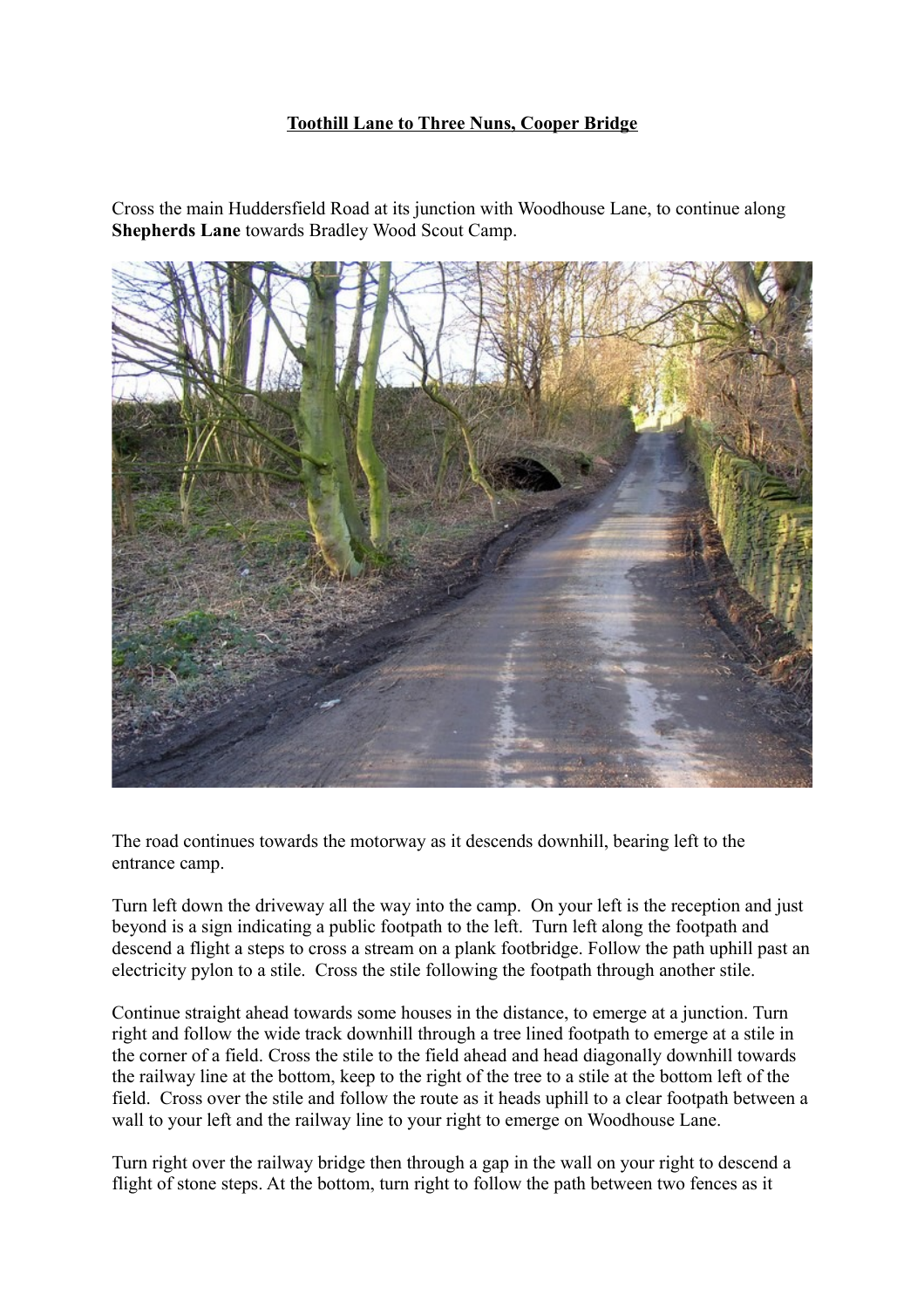**Toothill Lane to Three Nuns, Cooper Bridge**

Cross the main Huddersfield Road at its junction with Woodhouse Lane, to continue along **Shepherds Lane** towards Bradley Wood Scout Camp.

The road continues towards the motorway as it descends downhill, bearing left to the entrance camp.

Turn left down the driveway all the way into the camp. On your left is the reception and just beyond is a sign indicating a public footpath to the left. Turn left along the footpath and descend a flight a steps to cross a stream on a plank footbridge. Follow the path uphill past an electricity pylon to a stile. Cross the stile following the footpath through another stile.

Continue straight ahead towards some houses in the distance, to emerge at a junction. Turn right and follow the wide track downhill through a tree lined footpath to emerge at a stile in the corner of a field. Cross the stile to the field ahead and head diagonally downhill towards the railway line at the bottom, keep to the right of the tree to a stile at the bottom left of the field. Cross over the stile and follow the route as it heads uphill to a clear footpath between a wall to your left and the railway line to your right to emerge on Woodhouse Lane.

Turn right over the railway bridge then through a gap in the wall on your right to descend a flight of stone steps. At the bottom, turn right to follow the path between two fences as it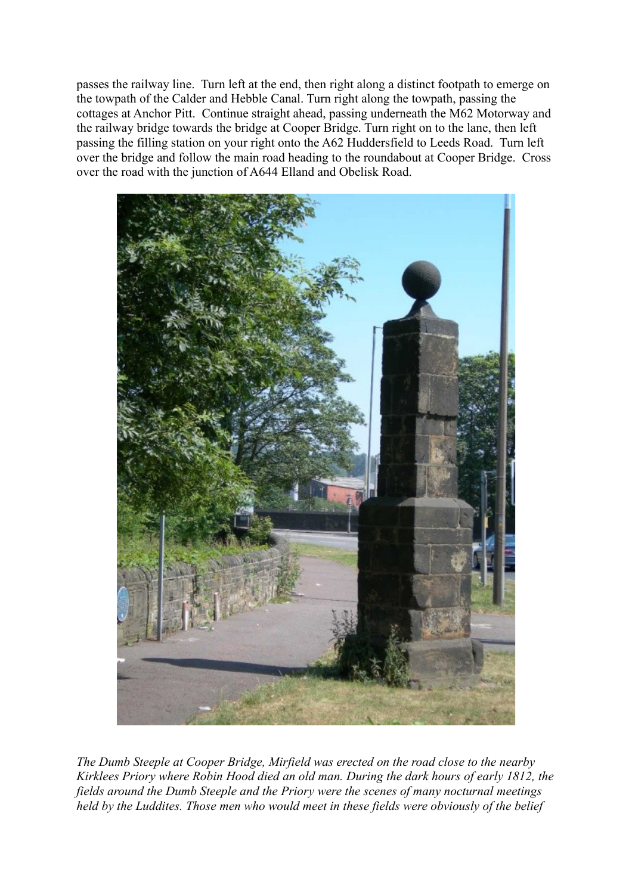passes the railway line. Turn left at the end, then right along a distinct footpath to emerge on the towpath of the Calder and Hebble Canal. Turn right along the towpath, passing the cottages at Anchor Pitt. Continue straight ahead, passing underneath the M62 Motorway and the railway bridge towards the bridge at Cooper Bridge. Turn right on to the lane, then left passing the filling station on your right onto the A62 Huddersfield to Leeds Road. Turn left over the bridge and follow the main road heading to the roundabout at Cooper Bridge. Cross over the road with the junction of A644 Elland and Obelisk Road.

*The Dumb Steeple at Cooper Bridge, Mirfield was erected on the road close to the nearby Kirklees Priory where Robin Hood died an old man. During the dark hours of early 1812, the fields around the Dumb Steeple and the Priory were the scenes of many nocturnal meetings held by the Luddites. Those men who would meet in these fields were obviously of the belief*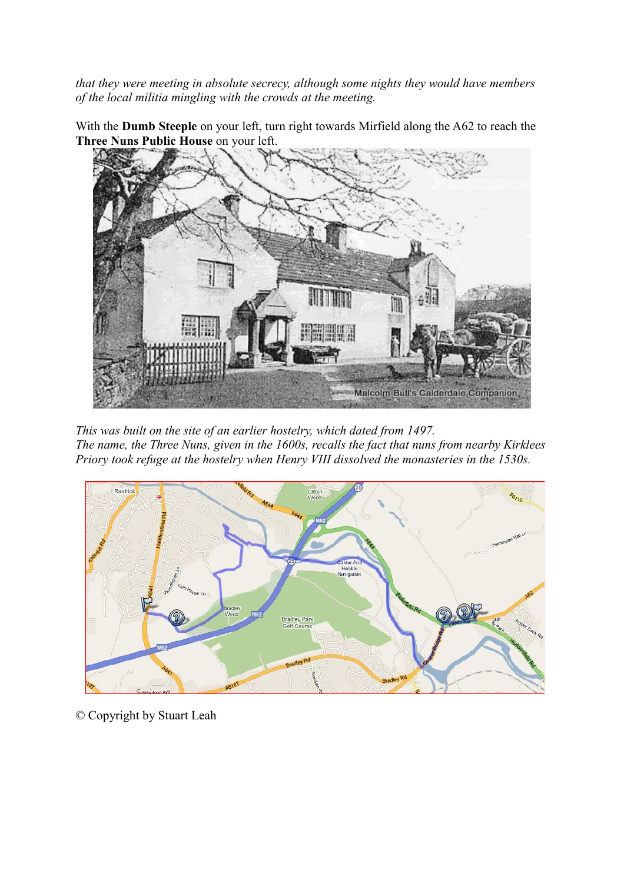*that they were meeting in absolute secrecy, although some nights they would have members of the local militia mingling with the crowds at the meeting.*

With the **Dumb Steeple** on your left, turn right towards Mirfield along the A62 to reach the **Three Nuns Public House** on your left.

*This was built on the site of an earlier hostelry, which dated from 1497.*
*The name, the Three Nuns, given in the 1600s, recalls the fact that nuns from nearby Kirklees Priory took refuge at the hostelry when Henry VIII dissolved the monasteries in the 1530s.*

© Copyright by Stuart Leah